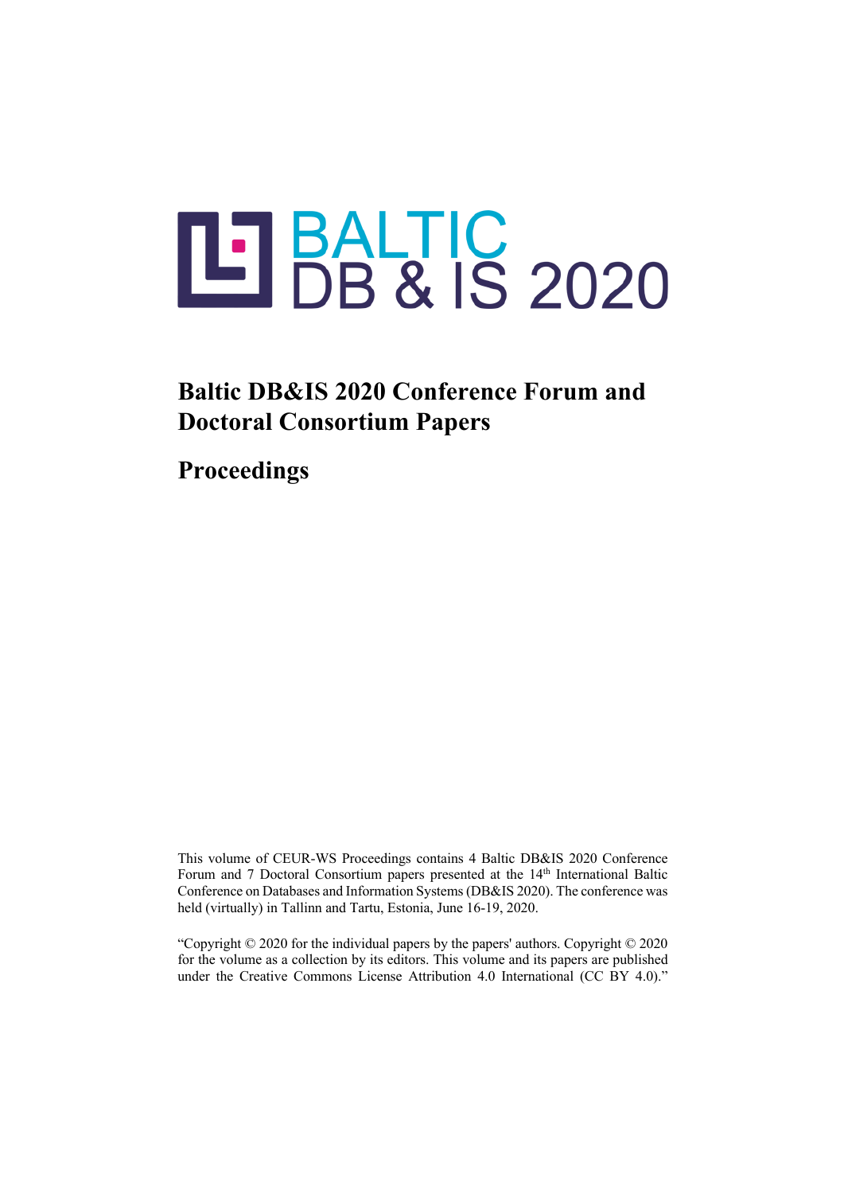# BALTIC DB & IS 2020

## Baltic DB&IS 2020 Conference Forum and Doctoral Consortium Papers

## Proceedings

This volume of CEUR-WS Proceedings contains 4 Baltic DB&IS 2020 Conference Forum and 7 Doctoral Consortium papers presented at the 14th International Baltic Conference on Databases and Information Systems (DB&IS 2020). The conference was held (virtually) in Tallinn and Tartu, Estonia, June 16-19, 2020.

"Copyright © 2020 for the individual papers by the papers' authors. Copyright © 2020 for the volume as a collection by its editors. This volume and its papers are published under the Creative Commons License Attribution 4.0 International (CC BY 4.0)."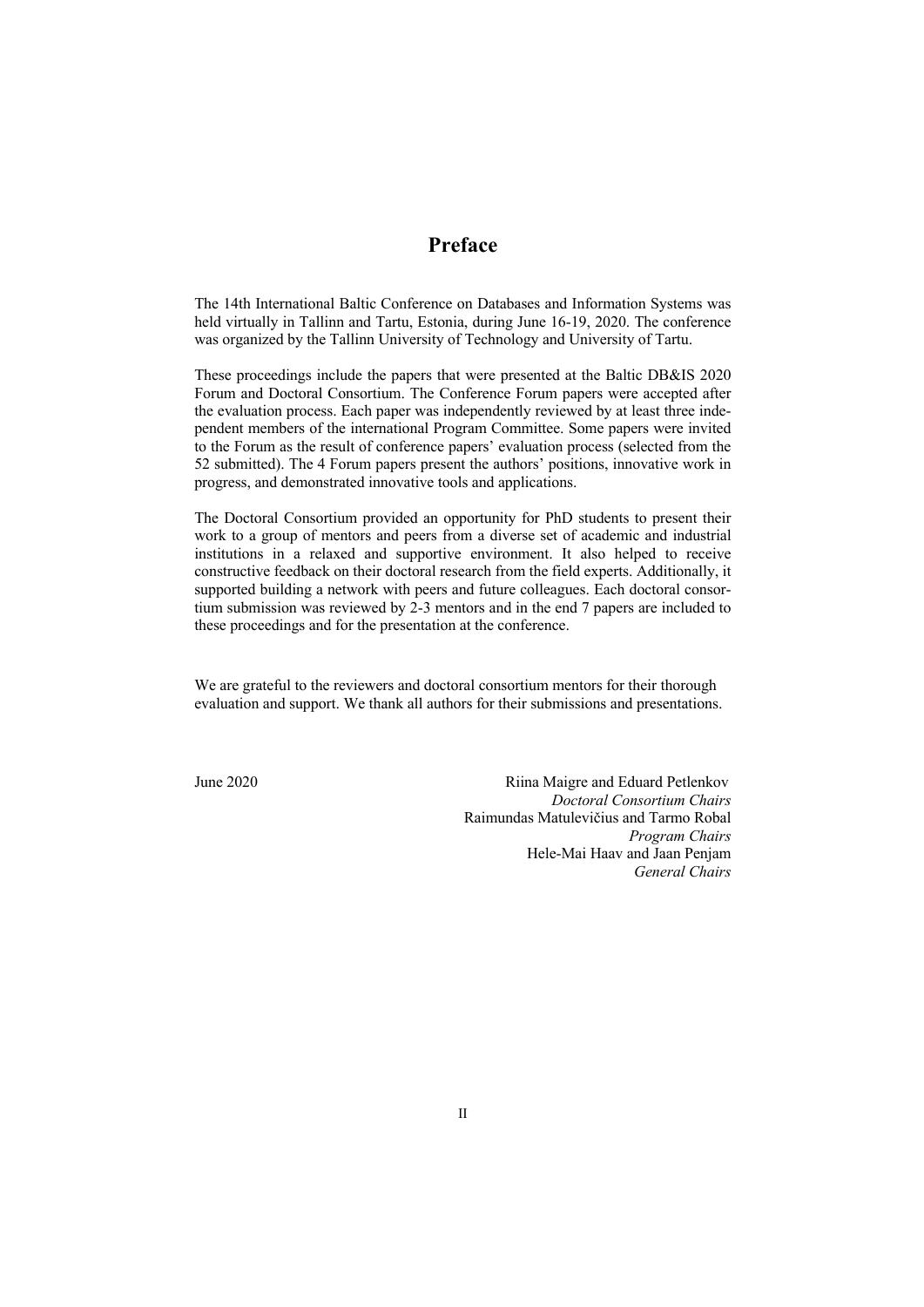# Preface

The 14th International Baltic Conference on Databases and Information Systems was held virtually in Tallinn and Tartu, Estonia, during June 16-19, 2020. The conference was organized by the Tallinn University of Technology and University of Tartu.

These proceedings include the papers that were presented at the Baltic DB&IS 2020 Forum and Doctoral Consortium. The Conference Forum papers were accepted after the evaluation process. Each paper was independently reviewed by at least three independent members of the international Program Committee. Some papers were invited to the Forum as the result of conference papers' evaluation process (selected from the 52 submitted). The 4 Forum papers present the authors' positions, innovative work in progress, and demonstrated innovative tools and applications.

The Doctoral Consortium provided an opportunity for PhD students to present their work to a group of mentors and peers from a diverse set of academic and industrial institutions in a relaxed and supportive environment. It also helped to receive constructive feedback on their doctoral research from the field experts. Additionally, it supported building a network with peers and future colleagues. Each doctoral consortium submission was reviewed by 2-3 mentors and in the end 7 papers are included to these proceedings and for the presentation at the conference.

We are grateful to the reviewers and doctoral consortium mentors for their thorough evaluation and support. We thank all authors for their submissions and presentations.

June 2020

Riina Maigre and Eduard Petlenkov
*Doctoral Consortium Chairs*
Raimundas Matulevičius and Tarmo Robal
*Program Chairs*
Hele-Mai Haav and Jaan Penjam
*General Chairs*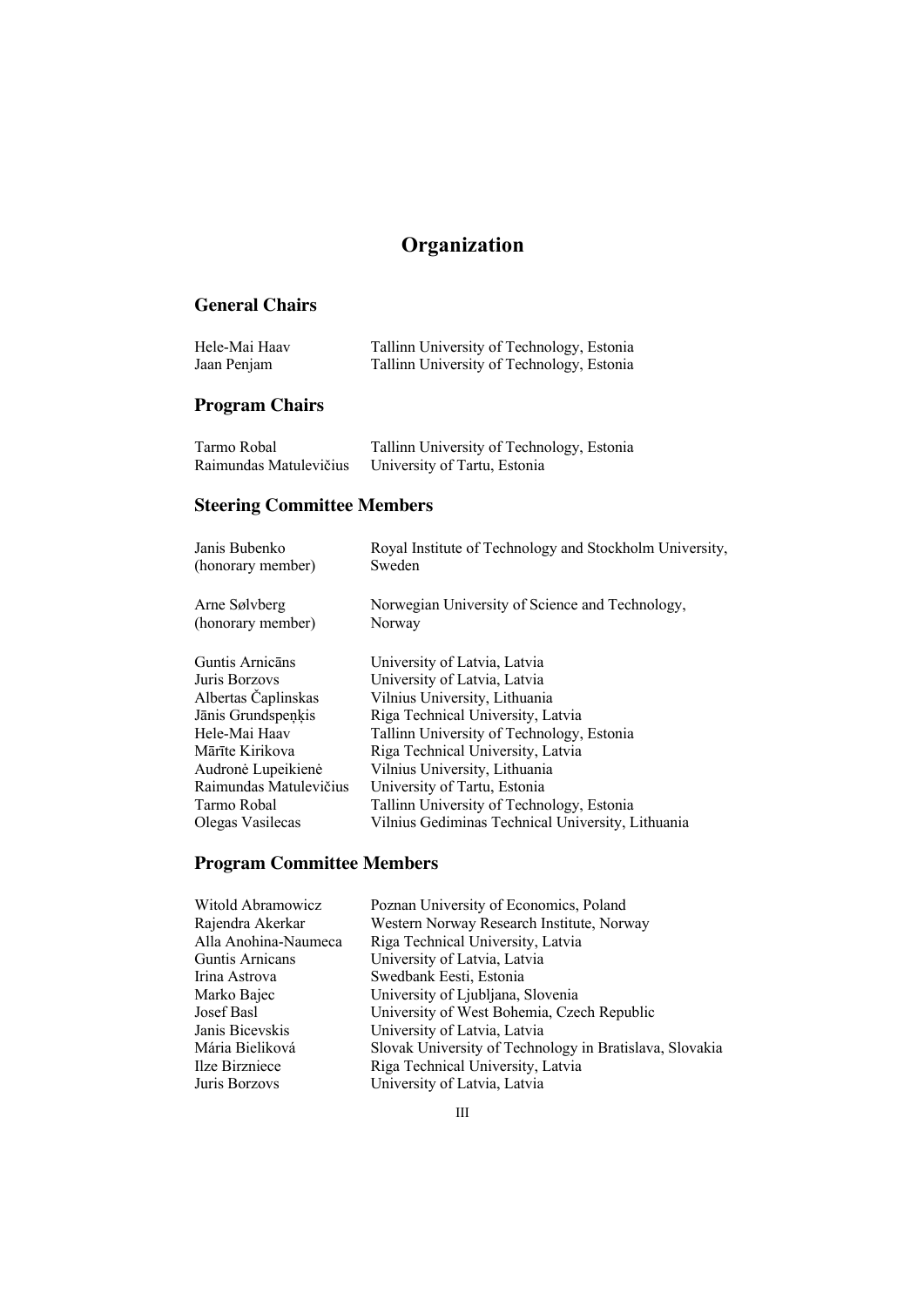# Organization

## General Chairs

| | |
|---|---|
| Hele-Mai Haav | Tallinn University of Technology, Estonia |
| Jaan Penjam | Tallinn University of Technology, Estonia |

## Program Chairs

| | |
|---|---|
| Tarmo Robal | Tallinn University of Technology, Estonia |
| Raimundas Matulevičius | University of Tartu, Estonia |

## Steering Committee Members

| | |
|---|---|
| Janis Bubenko (honorary member) | Royal Institute of Technology and Stockholm University, Sweden |
| Arne Sølvberg (honorary member) | Norwegian University of Science and Technology, Norway |
| Guntis Arnicāns | University of Latvia, Latvia |
| Juris Borzovs | University of Latvia, Latvia |
| Albertas Čaplinskas | Vilnius University, Lithuania |
| Jānis Grundspeņķis | Riga Technical University, Latvia |
| Hele-Mai Haav | Tallinn University of Technology, Estonia |
| Mārīte Kirikova | Riga Technical University, Latvia |
| Audronė Lupeikienė | Vilnius University, Lithuania |
| Raimundas Matulevičius | University of Tartu, Estonia |
| Tarmo Robal | Tallinn University of Technology, Estonia |
| Olegas Vasilecas | Vilnius Gediminas Technical University, Lithuania |

## Program Committee Members

| | |
|---|---|
| Witold Abramowicz | Poznan University of Economics, Poland |
| Rajendra Akerkar | Western Norway Research Institute, Norway |
| Alla Anohina-Naumeca | Riga Technical University, Latvia |
| Guntis Arnicans | University of Latvia, Latvia |
| Irina Astrova | Swedbank Eesti, Estonia |
| Marko Bajec | University of Ljubljana, Slovenia |
| Josef Basl | University of West Bohemia, Czech Republic |
| Janis Bicevskis | University of Latvia, Latvia |
| Mária Bieliková | Slovak University of Technology in Bratislava, Slovakia |
| Ilze Birzniece | Riga Technical University, Latvia |
| Juris Borzovs | University of Latvia, Latvia |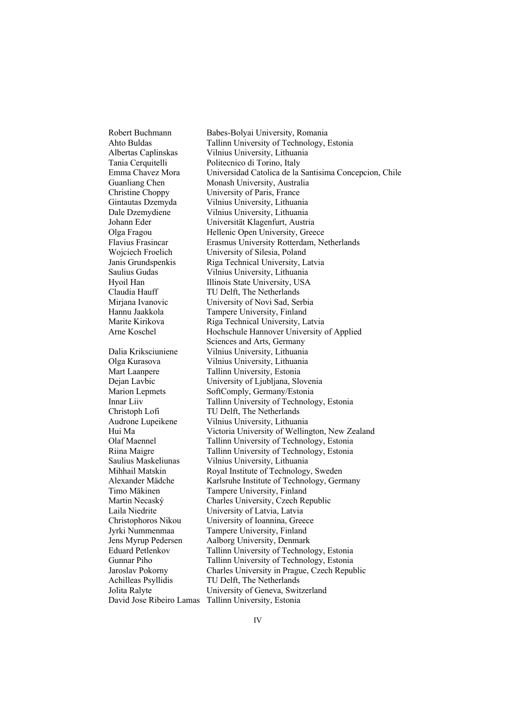| | |
|---|---|
| Robert Buchmann | Babes-Bolyai University, Romania |
| Ahto Buldas | Tallinn University of Technology, Estonia |
| Albertas Caplinskas | Vilnius University, Lithuania |
| Tania Cerquitelli | Politecnico di Torino, Italy |
| Emma Chavez Mora | Universidad Catolica de la Santisima Concepcion, Chile |
| Guanliang Chen | Monash University, Australia |
| Christine Choppy | University of Paris, France |
| Gintautas Dzemyda | Vilnius University, Lithuania |
| Dale Dzemydiene | Vilnius University, Lithuania |
| Johann Eder | Universität Klagenfurt, Austria |
| Olga Fragou | Hellenic Open University, Greece |
| Flavius Frasincar | Erasmus University Rotterdam, Netherlands |
| Wojciech Froelich | University of Silesia, Poland |
| Janis Grundspenkis | Riga Technical University, Latvia |
| Saulius Gudas | Vilnius University, Lithuania |
| Hyoil Han | Illinois State University, USA |
| Claudia Hauff | TU Delft, The Netherlands |
| Mirjana Ivanovic | University of Novi Sad, Serbia |
| Hannu Jaakkola | Tampere University, Finland |
| Marite Kirikova | Riga Technical University, Latvia |
| Arne Koschel | Hochschule Hannover University of Applied Sciences and Arts, Germany |
| Dalia Kriksciuniene | Vilnius University, Lithuania |
| Olga Kurasova | Vilnius University, Lithuania |
| Mart Laanpere | Tallinn University, Estonia |
| Dejan Lavbic | University of Ljubljana, Slovenia |
| Marion Lepmets | SoftComply, Germany/Estonia |
| Innar Liiv | Tallinn University of Technology, Estonia |
| Christoph Lofi | TU Delft, The Netherlands |
| Audrone Lupeikene | Vilnius University, Lithuania |
| Hui Ma | Victoria University of Wellington, New Zealand |
| Olaf Maennel | Tallinn University of Technology, Estonia |
| Riina Maigre | Tallinn University of Technology, Estonia |
| Saulius Maskeliunas | Vilnius University, Lithuania |
| Mihhail Matskin | Royal Institute of Technology, Sweden |
| Alexander Mädche | Karlsruhe Institute of Technology, Germany |
| Timo Mäkinen | Tampere University, Finland |
| Martin Necaský | Charles University, Czech Republic |
| Laila Niedrite | University of Latvia, Latvia |
| Christophoros Nikou | University of Ioannina, Greece |
| Jyrki Nummenmaa | Tampere University, Finland |
| Jens Myrup Pedersen | Aalborg University, Denmark |
| Eduard Petlenkov | Tallinn University of Technology, Estonia |
| Gunnar Piho | Tallinn University of Technology, Estonia |
| Jaroslav Pokorny | Charles University in Prague, Czech Republic |
| Achilleas Psyllidis | TU Delft, The Netherlands |
| Jolita Ralyte | University of Geneva, Switzerland |
| David Jose Ribeiro Lamas | Tallinn University, Estonia |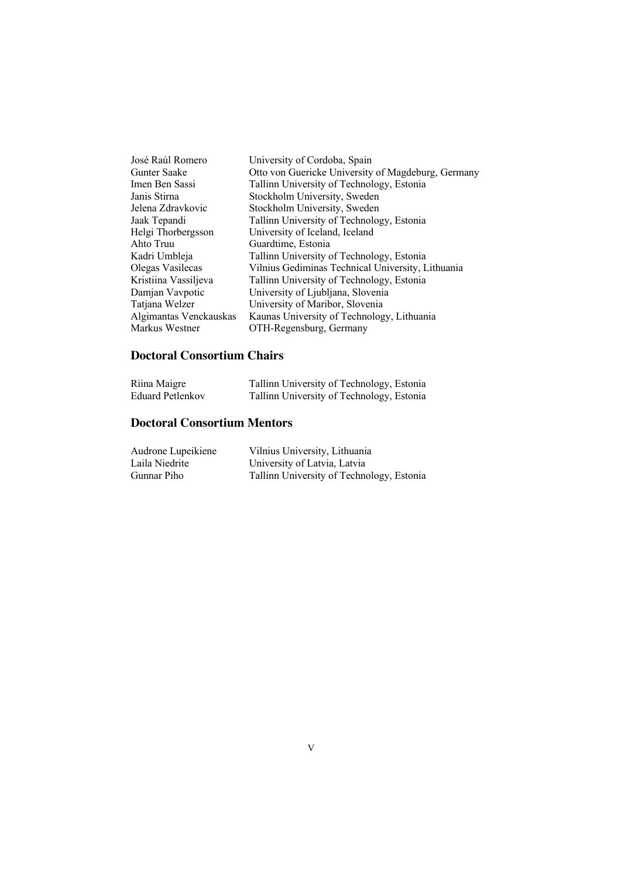| | |
|---|---|
| José Raúl Romero | University of Cordoba, Spain |
| Gunter Saake | Otto von Guericke University of Magdeburg, Germany |
| Imen Ben Sassi | Tallinn University of Technology, Estonia |
| Janis Stirna | Stockholm University, Sweden |
| Jelena Zdravkovic | Stockholm University, Sweden |
| Jaak Tepandi | Tallinn University of Technology, Estonia |
| Helgi Thorbergsson | University of Iceland, Iceland |
| Ahto Truu | Guardtime, Estonia |
| Kadri Umbleja | Tallinn University of Technology, Estonia |
| Olegas Vasilecas | Vilnius Gediminas Technical University, Lithuania |
| Kristiina Vassiljeva | Tallinn University of Technology, Estonia |
| Damjan Vavpotic | University of Ljubljana, Slovenia |
| Tatjana Welzer | University of Maribor, Slovenia |
| Algimantas Venckauskas | Kaunas University of Technology, Lithuania |
| Markus Westner | OTH-Regensburg, Germany |

## Doctoral Consortium Chairs

| | |
|---|---|
| Riina Maigre | Tallinn University of Technology, Estonia |
| Eduard Petlenkov | Tallinn University of Technology, Estonia |

## Doctoral Consortium Mentors

| | |
|---|---|
| Audrone Lupeikiene | Vilnius University, Lithuania |
| Laila Niedrite | University of Latvia, Latvia |
| Gunnar Piho | Tallinn University of Technology, Estonia |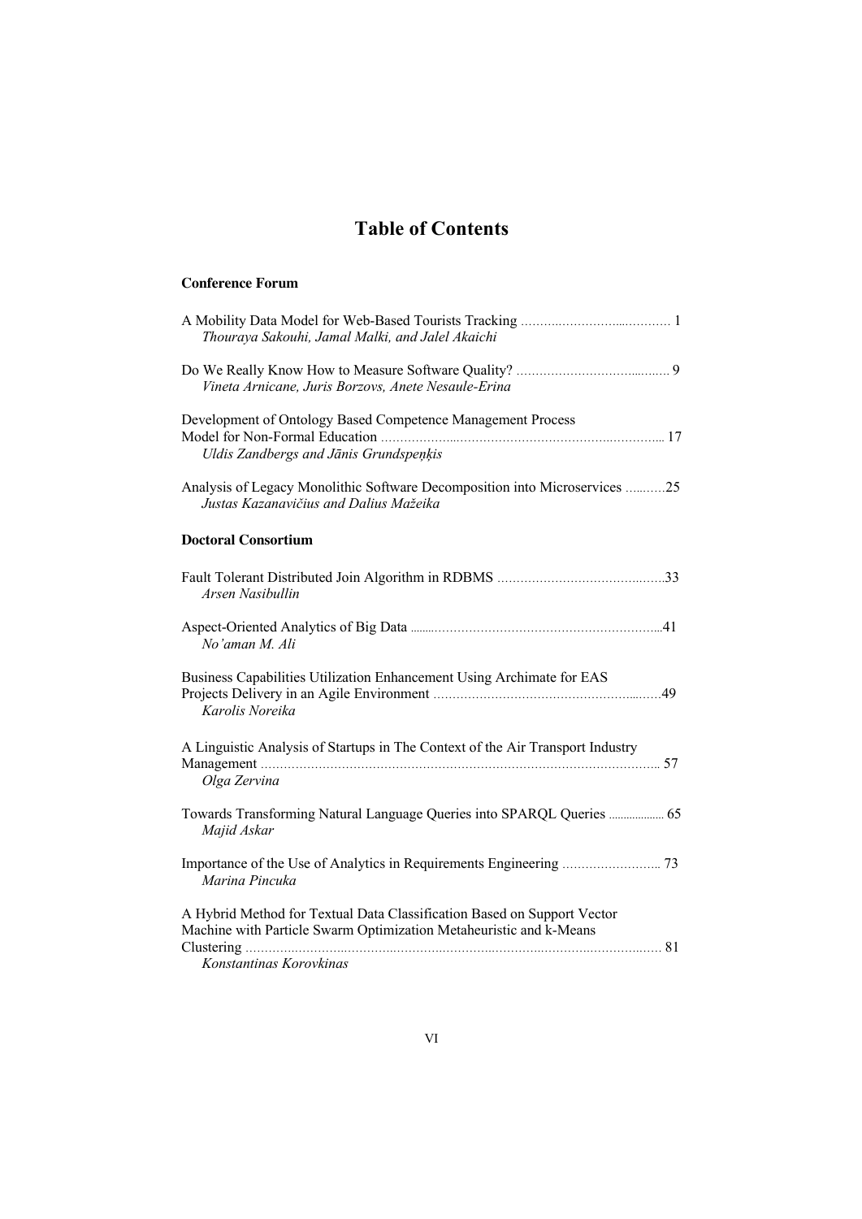# Table of Contents

## Conference Forum

A Mobility Data Model for Web-Based Tourists Tracking ........................................ 1
*Thouraya Sakouhi, Jamal Malki, and Jalel Akaichi*

Do We Really Know How to Measure Software Quality? ........................................ 9
*Vineta Arnicane, Juris Borzovs, Anete Nesaule-Erina*

Development of Ontology Based Competence Management Process Model for Non-Formal Education ........................................ 17
*Uldis Zandbergs and Jānis Grundspeņķis*

Analysis of Legacy Monolithic Software Decomposition into Microservices ........25
*Justas Kazanavičius and Dalius Mažeika*

## Doctoral Consortium

Fault Tolerant Distributed Join Algorithm in RDBMS ........................................33
*Arsen Nasibullin*

Aspect-Oriented Analytics of Big Data ........................................41
*No'aman M. Ali*

Business Capabilities Utilization Enhancement Using Archimate for EAS Projects Delivery in an Agile Environment ........................................49
*Karolis Noreika*

A Linguistic Analysis of Startups in The Context of the Air Transport Industry Management ........................................ 57
*Olga Zervina*

Towards Transforming Natural Language Queries into SPARQL Queries ........................................ 65
*Majid Askar*

Importance of the Use of Analytics in Requirements Engineering ........................................ 73
*Marina Pincuka*

A Hybrid Method for Textual Data Classification Based on Support Vector Machine with Particle Swarm Optimization Metaheuristic and k-Means Clustering ........................................ 81
*Konstantinas Korovkinas*